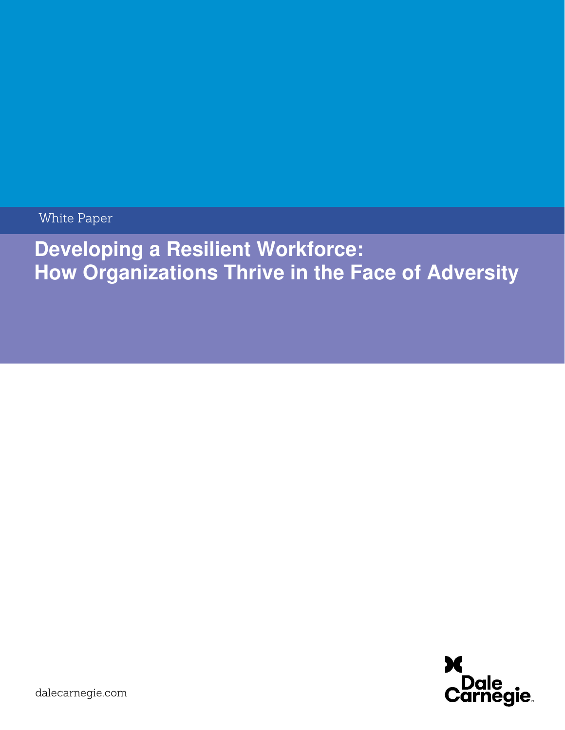White Paper

# Developing a Resilient Workforce: How Organizations Thrive in the Face of Adversity

dalecarnegie.com

Dale Carnegie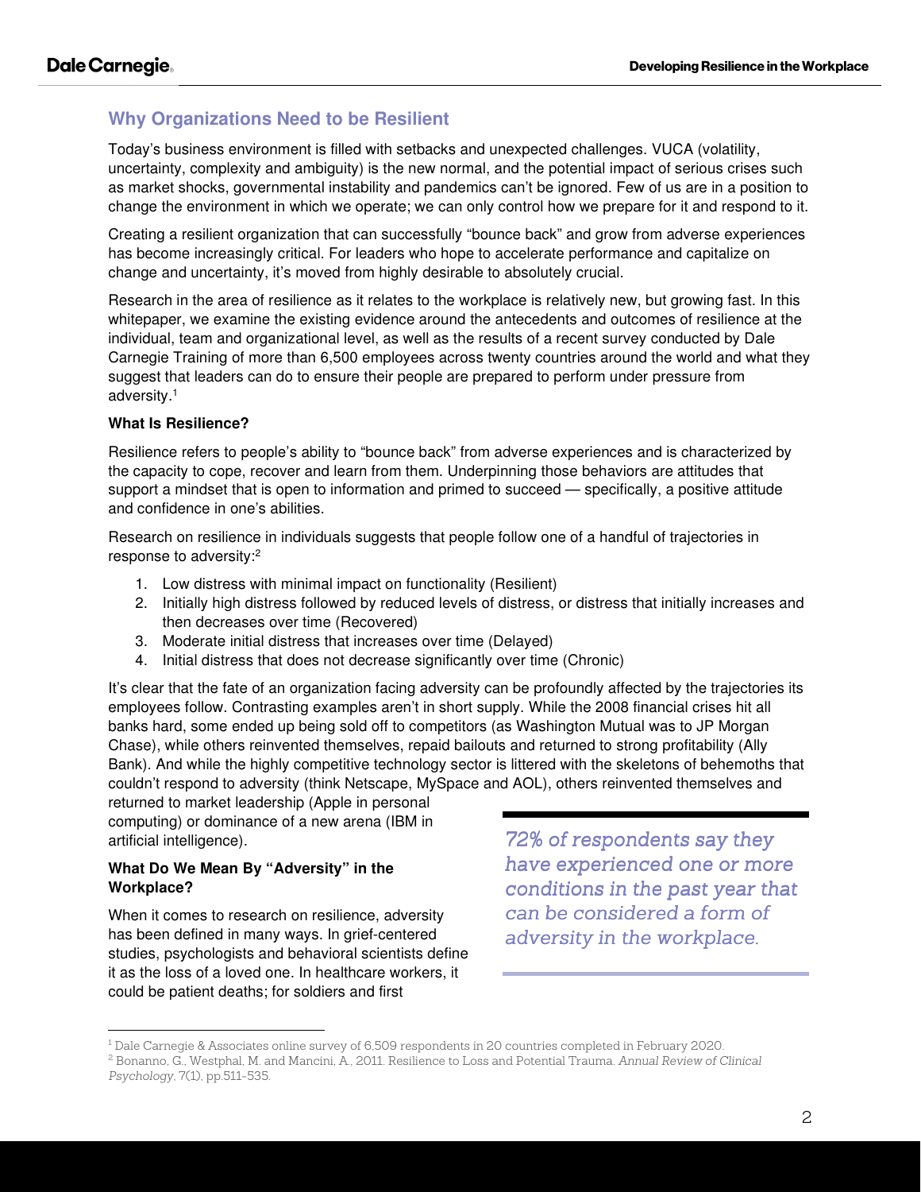## Why Organizations Need to be Resilient

Today's business environment is filled with setbacks and unexpected challenges. VUCA (volatility, uncertainty, complexity and ambiguity) is the new normal, and the potential impact of serious crises such as market shocks, governmental instability and pandemics can't be ignored. Few of us are in a position to change the environment in which we operate; we can only control how we prepare for it and respond to it.

Creating a resilient organization that can successfully "bounce back" and grow from adverse experiences has become increasingly critical. For leaders who hope to accelerate performance and capitalize on change and uncertainty, it's moved from highly desirable to absolutely crucial.

Research in the area of resilience as it relates to the workplace is relatively new, but growing fast. In this whitepaper, we examine the existing evidence around the antecedents and outcomes of resilience at the individual, team and organizational level, as well as the results of a recent survey conducted by Dale Carnegie Training of more than 6,500 employees across twenty countries around the world and what they suggest that leaders can do to ensure their people are prepared to perform under pressure from adversity.[1]

**What Is Resilience?**

Resilience refers to people's ability to "bounce back" from adverse experiences and is characterized by the capacity to cope, recover and learn from them. Underpinning those behaviors are attitudes that support a mindset that is open to information and primed to succeed — specifically, a positive attitude and confidence in one's abilities.

Research on resilience in individuals suggests that people follow one of a handful of trajectories in response to adversity:[2]

1. Low distress with minimal impact on functionality (Resilient)
2. Initially high distress followed by reduced levels of distress, or distress that initially increases and then decreases over time (Recovered)
3. Moderate initial distress that increases over time (Delayed)
4. Initial distress that does not decrease significantly over time (Chronic)

It's clear that the fate of an organization facing adversity can be profoundly affected by the trajectories its employees follow. Contrasting examples aren't in short supply. While the 2008 financial crises hit all banks hard, some ended up being sold off to competitors (as Washington Mutual was to JP Morgan Chase), while others reinvented themselves, repaid bailouts and returned to strong profitability (Ally Bank). And while the highly competitive technology sector is littered with the skeletons of behemoths that couldn't respond to adversity (think Netscape, MySpace and AOL), others reinvented themselves and returned to market leadership (Apple in personal computing) or dominance of a new arena (IBM in artificial intelligence).

> *72% of respondents say they have experienced one or more conditions in the past year that can be considered a form of adversity in the workplace.*

**What Do We Mean By "Adversity" in the Workplace?**

When it comes to research on resilience, adversity has been defined in many ways. In grief-centered studies, psychologists and behavioral scientists define it as the loss of a loved one. In healthcare workers, it could be patient deaths; for soldiers and first

---

[1] Dale Carnegie & Associates online survey of 6,509 respondents in 20 countries completed in February 2020.

[2] Bonanno, G., Westphal, M. and Mancini, A., 2011. Resilience to Loss and Potential Trauma. *Annual Review of Clinical Psychology*, 7(1), pp.511-535.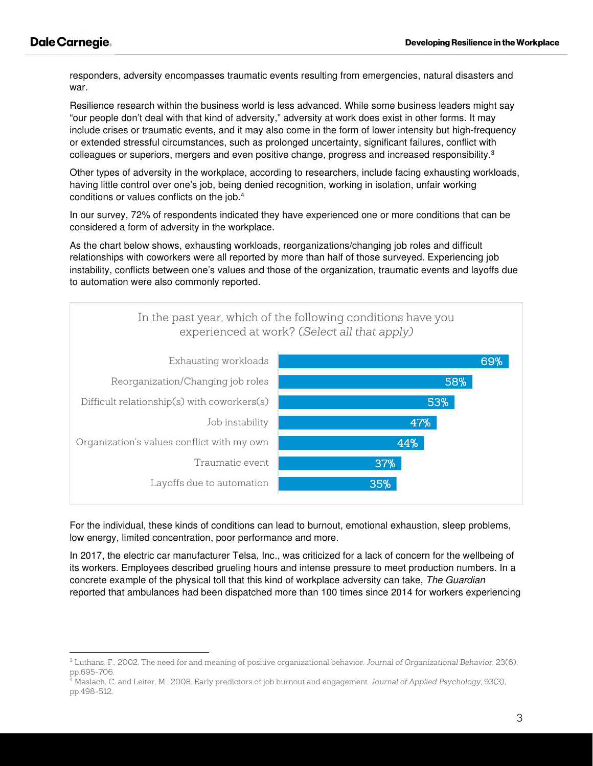responders, adversity encompasses traumatic events resulting from emergencies, natural disasters and war.

Resilience research within the business world is less advanced. While some business leaders might say "our people don't deal with that kind of adversity," adversity at work does exist in other forms. It may include crises or traumatic events, and it may also come in the form of lower intensity but high-frequency or extended stressful circumstances, such as prolonged uncertainty, significant failures, conflict with colleagues or superiors, mergers and even positive change, progress and increased responsibility.[3]

Other types of adversity in the workplace, according to researchers, include facing exhausting workloads, having little control over one's job, being denied recognition, working in isolation, unfair working conditions or values conflicts on the job.[4]

In our survey, 72% of respondents indicated they have experienced one or more conditions that can be considered a form of adversity in the workplace.

As the chart below shows, exhausting workloads, reorganizations/changing job roles and difficult relationships with coworkers were all reported by more than half of those surveyed. Experiencing job instability, conflicts between one's values and those of the organization, traumatic events and layoffs due to automation were also commonly reported.

In the past year, which of the following conditions have you experienced at work? *(Select all that apply)*

| Condition | Percentage |
|---|---|
| Exhausting workloads | 69% |
| Reorganization/Changing job roles | 58% |
| Difficult relationship(s) with coworkers(s) | 53% |
| Job instability | 47% |
| Organization's values conflict with my own | 44% |
| Traumatic event | 37% |
| Layoffs due to automation | 35% |

For the individual, these kinds of conditions can lead to burnout, emotional exhaustion, sleep problems, low energy, limited concentration, poor performance and more.

In 2017, the electric car manufacturer Telsa, Inc., was criticized for a lack of concern for the wellbeing of its workers. Employees described grueling hours and intense pressure to meet production numbers. In a concrete example of the physical toll that this kind of workplace adversity can take, *The Guardian* reported that ambulances had been dispatched more than 100 times since 2014 for workers experiencing

---

[3] Luthans, F., 2002. The need for and meaning of positive organizational behavior. *Journal of Organizational Behavior*, 23(6), pp.695-706.

[4] Maslach, C. and Leiter, M., 2008. Early predictors of job burnout and engagement. *Journal of Applied Psychology*, 93(3), pp.498-512.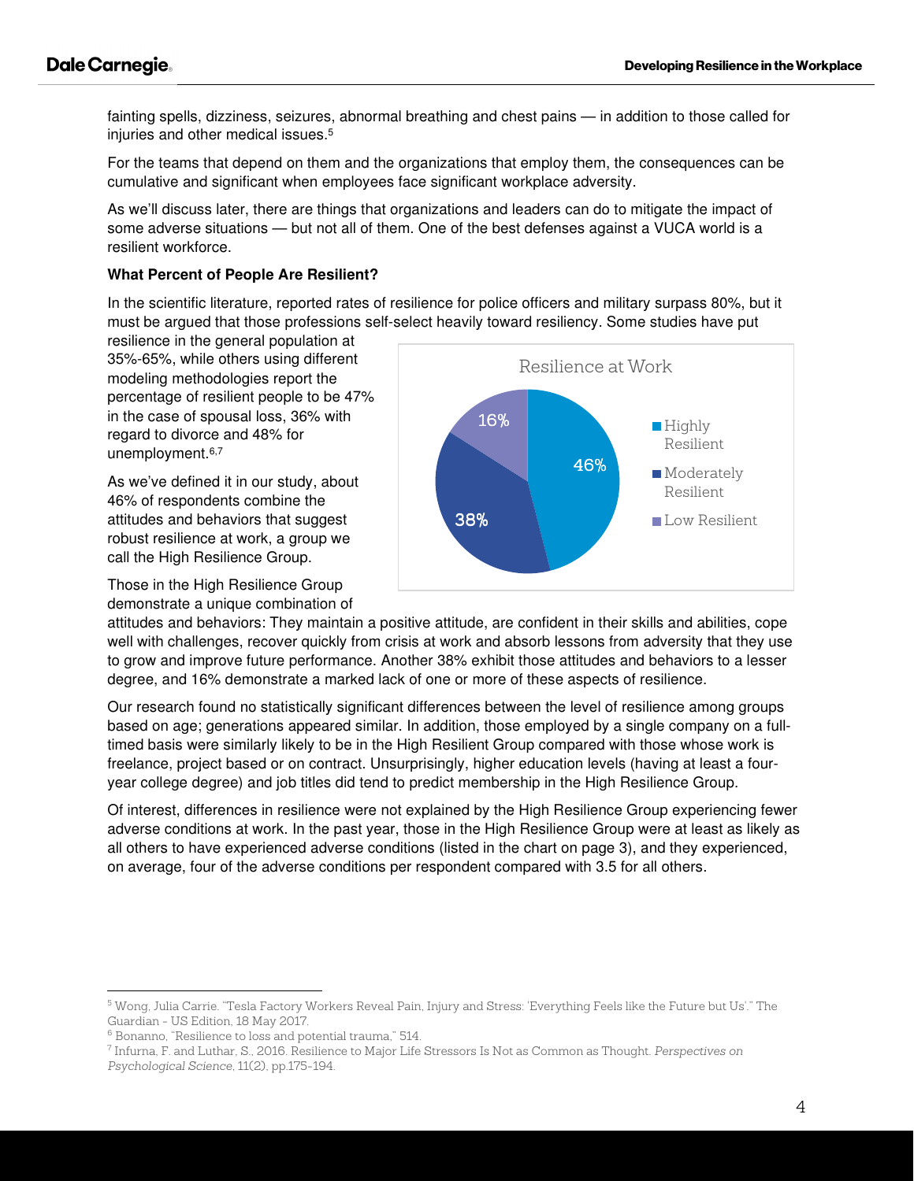fainting spells, dizziness, seizures, abnormal breathing and chest pains — in addition to those called for injuries and other medical issues.[5]

For the teams that depend on them and the organizations that employ them, the consequences can be cumulative and significant when employees face significant workplace adversity.

As we'll discuss later, there are things that organizations and leaders can do to mitigate the impact of some adverse situations — but not all of them. One of the best defenses against a VUCA world is a resilient workforce.

**What Percent of People Are Resilient?**

In the scientific literature, reported rates of resilience for police officers and military surpass 80%, but it must be argued that those professions self-select heavily toward resiliency. Some studies have put resilience in the general population at 35%-65%, while others using different modeling methodologies report the percentage of resilient people to be 47% in the case of spousal loss, 36% with regard to divorce and 48% for unemployment.[6,7]

As we've defined it in our study, about 46% of respondents combine the attitudes and behaviors that suggest robust resilience at work, a group we call the High Resilience Group.

Resilience at Work

| Category | Percent |
|---|---|
| Highly Resilient | 46% |
| Moderately Resilient | 38% |
| Low Resilient | 16% |

Those in the High Resilience Group demonstrate a unique combination of attitudes and behaviors: They maintain a positive attitude, are confident in their skills and abilities, cope well with challenges, recover quickly from crisis at work and absorb lessons from adversity that they use to grow and improve future performance. Another 38% exhibit those attitudes and behaviors to a lesser degree, and 16% demonstrate a marked lack of one or more of these aspects of resilience.

Our research found no statistically significant differences between the level of resilience among groups based on age; generations appeared similar. In addition, those employed by a single company on a full-timed basis were similarly likely to be in the High Resilient Group compared with those whose work is freelance, project based or on contract. Unsurprisingly, higher education levels (having at least a four-year college degree) and job titles did tend to predict membership in the High Resilience Group.

Of interest, differences in resilience were not explained by the High Resilience Group experiencing fewer adverse conditions at work. In the past year, those in the High Resilience Group were at least as likely as all others to have experienced adverse conditions (listed in the chart on page 3), and they experienced, on average, four of the adverse conditions per respondent compared with 3.5 for all others.

---

[5] Wong, Julia Carrie. "Tesla Factory Workers Reveal Pain, Injury and Stress: 'Everything Feels like the Future but Us'." The Guardian - US Edition, 18 May 2017.

[6] Bonanno, "Resilience to loss and potential trauma," 514.

[7] Infurna, F. and Luthar, S., 2016. Resilience to Major Life Stressors Is Not as Common as Thought. *Perspectives on Psychological Science*, 11(2), pp.175-194.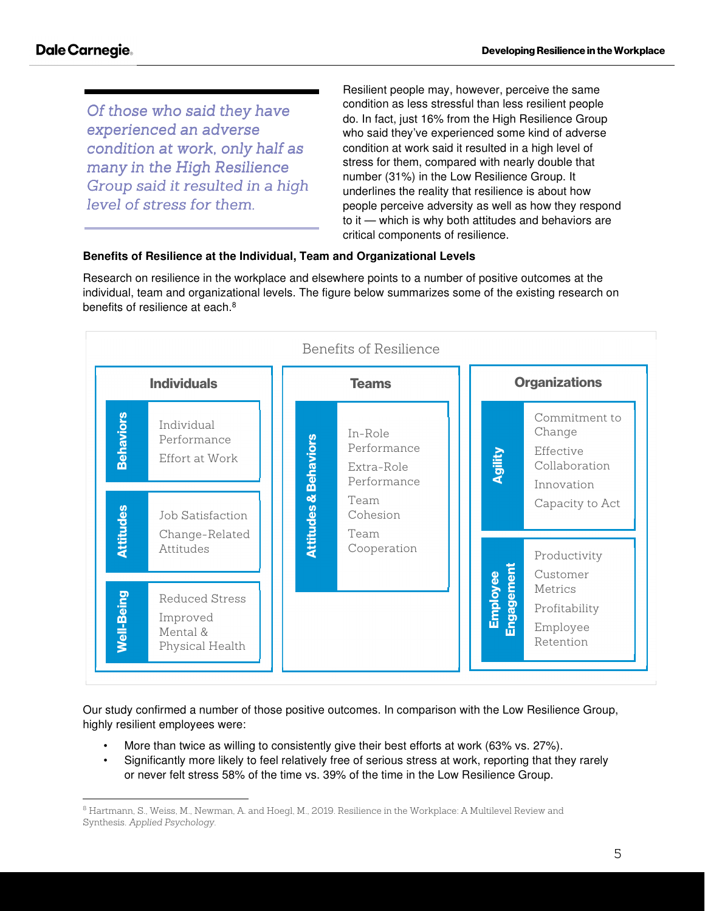> *Of those who said they have experienced an adverse condition at work, only half as many in the High Resilience Group said it resulted in a high level of stress for them.*

Resilient people may, however, perceive the same condition as less stressful than less resilient people do. In fact, just 16% from the High Resilience Group who said they've experienced some kind of adverse condition at work said it resulted in a high level of stress for them, compared with nearly double that number (31%) in the Low Resilience Group. It underlines the reality that resilience is about how people perceive adversity as well as how they respond to it — which is why both attitudes and behaviors are critical components of resilience.

**Benefits of Resilience at the Individual, Team and Organizational Levels**

Research on resilience in the workplace and elsewhere points to a number of positive outcomes at the individual, team and organizational levels. The figure below summarizes some of the existing research on benefits of resilience at each.[8]

Benefits of Resilience

| Level | Category | Benefits |
|---|---|---|
| Individuals | Behaviors | Individual Performance; Effort at Work |
| Individuals | Attitudes | Job Satisfaction; Change-Related Attitudes |
| Individuals | Well-Being | Reduced Stress; Improved Mental & Physical Health |
| Teams | Attitudes & Behaviors | In-Role Performance; Extra-Role Performance; Team Cohesion; Team Cooperation |
| Organizations | Agility | Commitment to Change; Effective Collaboration; Innovation; Capacity to Act |
| Organizations | Employee Engagement | Productivity; Customer Metrics; Profitability; Employee Retention |

Our study confirmed a number of those positive outcomes. In comparison with the Low Resilience Group, highly resilient employees were:

- More than twice as willing to consistently give their best efforts at work (63% vs. 27%).
- Significantly more likely to feel relatively free of serious stress at work, reporting that they rarely or never felt stress 58% of the time vs. 39% of the time in the Low Resilience Group.

[8] Hartmann, S., Weiss, M., Newman, A. and Hoegl, M., 2019. Resilience in the Workplace: A Multilevel Review and Synthesis. *Applied Psychology.*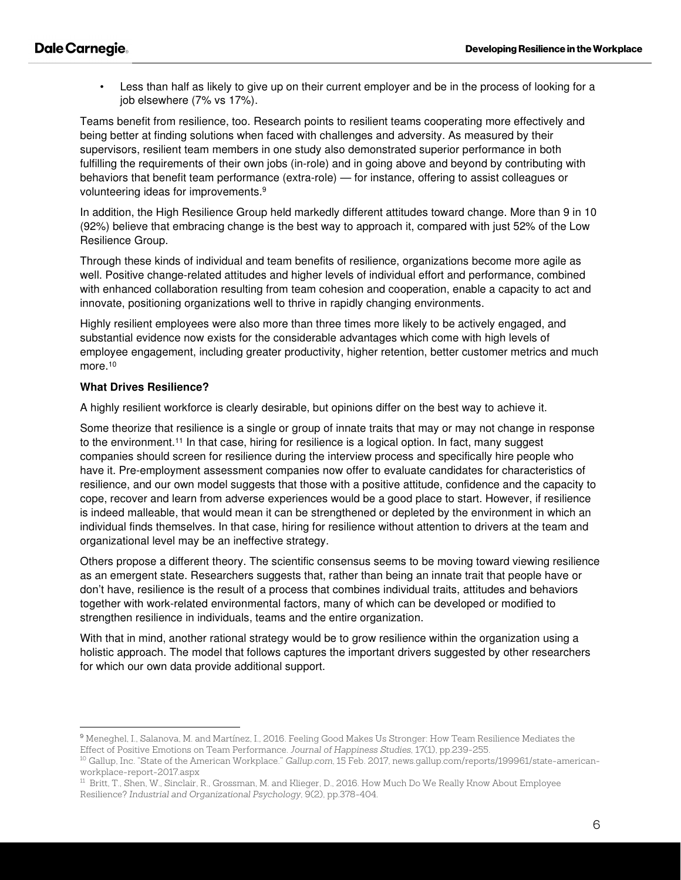- Less than half as likely to give up on their current employer and be in the process of looking for a job elsewhere (7% vs 17%).

Teams benefit from resilience, too. Research points to resilient teams cooperating more effectively and being better at finding solutions when faced with challenges and adversity. As measured by their supervisors, resilient team members in one study also demonstrated superior performance in both fulfilling the requirements of their own jobs (in-role) and in going above and beyond by contributing with behaviors that benefit team performance (extra-role) — for instance, offering to assist colleagues or volunteering ideas for improvements.[9]

In addition, the High Resilience Group held markedly different attitudes toward change. More than 9 in 10 (92%) believe that embracing change is the best way to approach it, compared with just 52% of the Low Resilience Group.

Through these kinds of individual and team benefits of resilience, organizations become more agile as well. Positive change-related attitudes and higher levels of individual effort and performance, combined with enhanced collaboration resulting from team cohesion and cooperation, enable a capacity to act and innovate, positioning organizations well to thrive in rapidly changing environments.

Highly resilient employees were also more than three times more likely to be actively engaged, and substantial evidence now exists for the considerable advantages which come with high levels of employee engagement, including greater productivity, higher retention, better customer metrics and much more.[10]

**What Drives Resilience?**

A highly resilient workforce is clearly desirable, but opinions differ on the best way to achieve it.

Some theorize that resilience is a single or group of innate traits that may or may not change in response to the environment.[11] In that case, hiring for resilience is a logical option. In fact, many suggest companies should screen for resilience during the interview process and specifically hire people who have it. Pre-employment assessment companies now offer to evaluate candidates for characteristics of resilience, and our own model suggests that those with a positive attitude, confidence and the capacity to cope, recover and learn from adverse experiences would be a good place to start. However, if resilience is indeed malleable, that would mean it can be strengthened or depleted by the environment in which an individual finds themselves. In that case, hiring for resilience without attention to drivers at the team and organizational level may be an ineffective strategy.

Others propose a different theory. The scientific consensus seems to be moving toward viewing resilience as an emergent state. Researchers suggests that, rather than being an innate trait that people have or don't have, resilience is the result of a process that combines individual traits, attitudes and behaviors together with work-related environmental factors, many of which can be developed or modified to strengthen resilience in individuals, teams and the entire organization.

With that in mind, another rational strategy would be to grow resilience within the organization using a holistic approach. The model that follows captures the important drivers suggested by other researchers for which our own data provide additional support.

---

[9] Meneghel, I., Salanova, M. and Martínez, I., 2016. Feeling Good Makes Us Stronger: How Team Resilience Mediates the Effect of Positive Emotions on Team Performance. *Journal of Happiness Studies*, 17(1), pp.239-255.

[10] Gallup, Inc. "State of the American Workplace." *Gallup.com*, 15 Feb. 2017, news.gallup.com/reports/199961/state-american-workplace-report-2017.aspx

[11] Britt, T., Shen, W., Sinclair, R., Grossman, M. and Klieger, D., 2016. How Much Do We Really Know About Employee Resilience? *Industrial and Organizational Psychology*, 9(2), pp.378-404.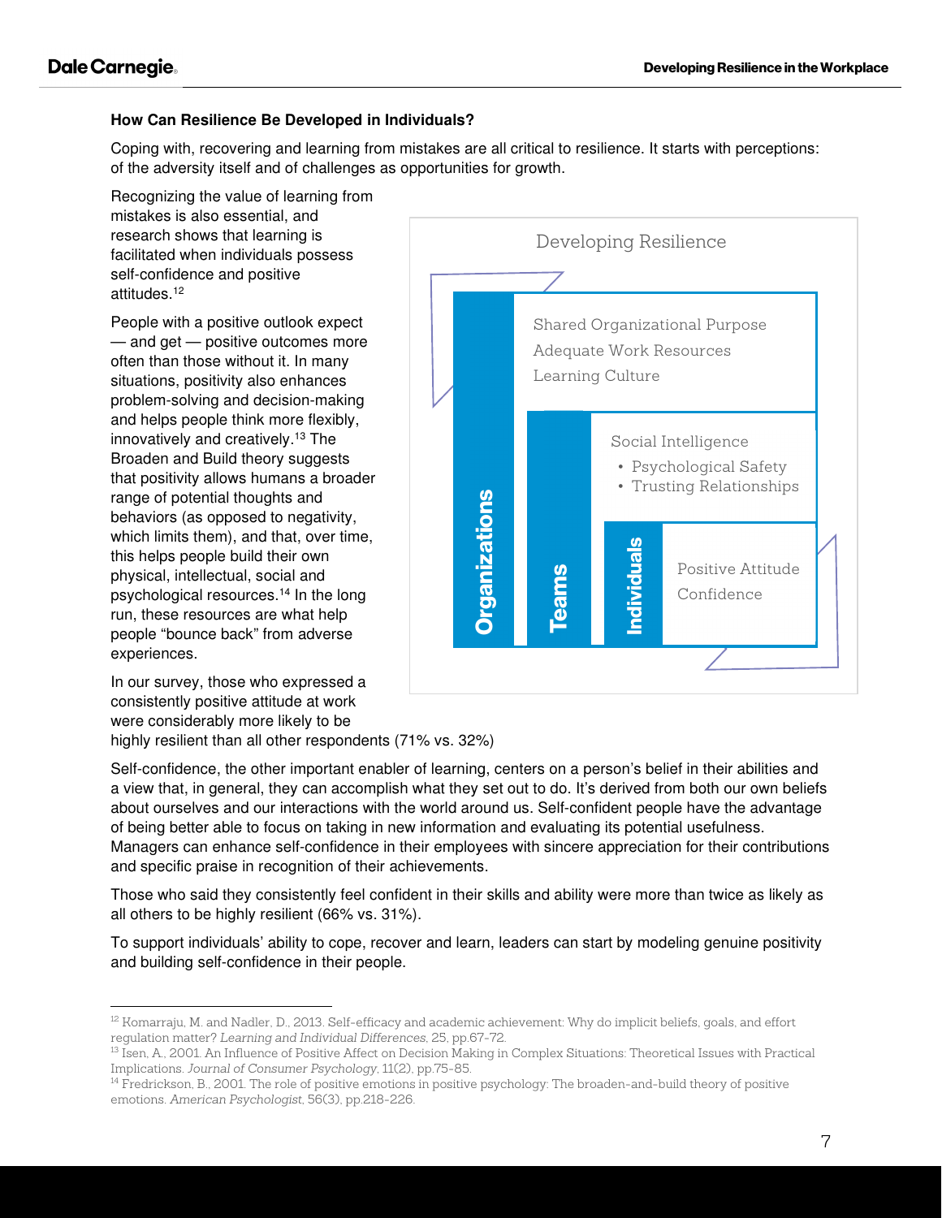### How Can Resilience Be Developed in Individuals?

Coping with, recovering and learning from mistakes are all critical to resilience. It starts with perceptions: of the adversity itself and of challenges as opportunities for growth.

Recognizing the value of learning from mistakes is also essential, and research shows that learning is facilitated when individuals possess self-confidence and positive attitudes.[12]

People with a positive outlook expect — and get — positive outcomes more often than those without it. In many situations, positivity also enhances problem-solving and decision-making and helps people think more flexibly, innovatively and creatively.[13] The Broaden and Build theory suggests that positivity allows humans a broader range of potential thoughts and behaviors (as opposed to negativity, which limits them), and that, over time, this helps people build their own physical, intellectual, social and psychological resources.[14] In the long run, these resources are what help people "bounce back" from adverse experiences.

**Developing Resilience**

- **Organizations**: Shared Organizational Purpose; Adequate Work Resources; Learning Culture
- **Teams**: Social Intelligence
  - Psychological Safety
  - Trusting Relationships
- **Individuals**: Positive Attitude; Confidence

In our survey, those who expressed a consistently positive attitude at work were considerably more likely to be highly resilient than all other respondents (71% vs. 32%)

Self-confidence, the other important enabler of learning, centers on a person's belief in their abilities and a view that, in general, they can accomplish what they set out to do. It's derived from both our own beliefs about ourselves and our interactions with the world around us. Self-confident people have the advantage of being better able to focus on taking in new information and evaluating its potential usefulness. Managers can enhance self-confidence in their employees with sincere appreciation for their contributions and specific praise in recognition of their achievements.

Those who said they consistently feel confident in their skills and ability were more than twice as likely as all others to be highly resilient (66% vs. 31%).

To support individuals' ability to cope, recover and learn, leaders can start by modeling genuine positivity and building self-confidence in their people.

---

[12] Komarraju, M. and Nadler, D., 2013. Self-efficacy and academic achievement: Why do implicit beliefs, goals, and effort regulation matter? *Learning and Individual Differences*, 25, pp.67-72.

[13] Isen, A., 2001. An Influence of Positive Affect on Decision Making in Complex Situations: Theoretical Issues with Practical Implications. *Journal of Consumer Psychology*, 11(2), pp.75-85.

[14] Fredrickson, B., 2001. The role of positive emotions in positive psychology: The broaden-and-build theory of positive emotions. *American Psychologist*, 56(3), pp.218-226.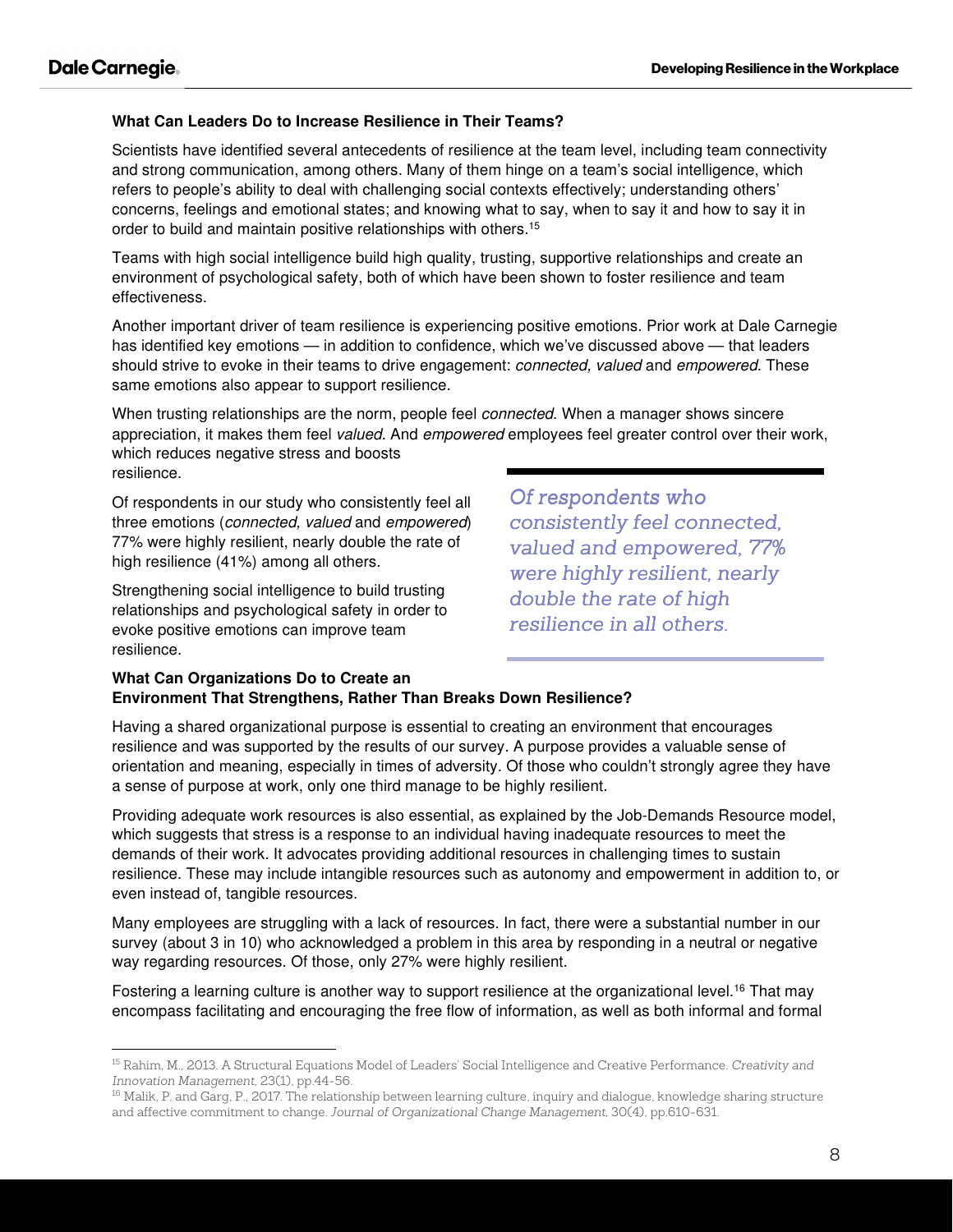### What Can Leaders Do to Increase Resilience in Their Teams?

Scientists have identified several antecedents of resilience at the team level, including team connectivity and strong communication, among others. Many of them hinge on a team's social intelligence, which refers to people's ability to deal with challenging social contexts effectively; understanding others' concerns, feelings and emotional states; and knowing what to say, when to say it and how to say it in order to build and maintain positive relationships with others.[15]

Teams with high social intelligence build high quality, trusting, supportive relationships and create an environment of psychological safety, both of which have been shown to foster resilience and team effectiveness.

Another important driver of team resilience is experiencing positive emotions. Prior work at Dale Carnegie has identified key emotions — in addition to confidence, which we've discussed above — that leaders should strive to evoke in their teams to drive engagement: *connected, valued* and *empowered*. These same emotions also appear to support resilience.

When trusting relationships are the norm, people feel *connected*. When a manager shows sincere appreciation, it makes them feel *valued*. And *empowered* employees feel greater control over their work, which reduces negative stress and boosts resilience.

Of respondents in our study who consistently feel all three emotions (*connected, valued* and *empowered*) 77% were highly resilient, nearly double the rate of high resilience (41%) among all others.

Strengthening social intelligence to build trusting relationships and psychological safety in order to evoke positive emotions can improve team resilience.

> *Of respondents who consistently feel connected, valued and empowered, 77% were highly resilient, nearly double the rate of high resilience in all others.*

### What Can Organizations Do to Create an Environment That Strengthens, Rather Than Breaks Down Resilience?

Having a shared organizational purpose is essential to creating an environment that encourages resilience and was supported by the results of our survey. A purpose provides a valuable sense of orientation and meaning, especially in times of adversity. Of those who couldn't strongly agree they have a sense of purpose at work, only one third manage to be highly resilient.

Providing adequate work resources is also essential, as explained by the Job-Demands Resource model, which suggests that stress is a response to an individual having inadequate resources to meet the demands of their work. It advocates providing additional resources in challenging times to sustain resilience. These may include intangible resources such as autonomy and empowerment in addition to, or even instead of, tangible resources.

Many employees are struggling with a lack of resources. In fact, there were a substantial number in our survey (about 3 in 10) who acknowledged a problem in this area by responding in a neutral or negative way regarding resources. Of those, only 27% were highly resilient.

Fostering a learning culture is another way to support resilience at the organizational level.[16] That may encompass facilitating and encouraging the free flow of information, as well as both informal and formal

---

[15] Rahim, M., 2013. A Structural Equations Model of Leaders' Social Intelligence and Creative Performance. *Creativity and Innovation Management*, 23(1), pp.44-56.

[16] Malik, P. and Garg, P., 2017. The relationship between learning culture, inquiry and dialogue, knowledge sharing structure and affective commitment to change. *Journal of Organizational Change Management*, 30(4), pp.610-631.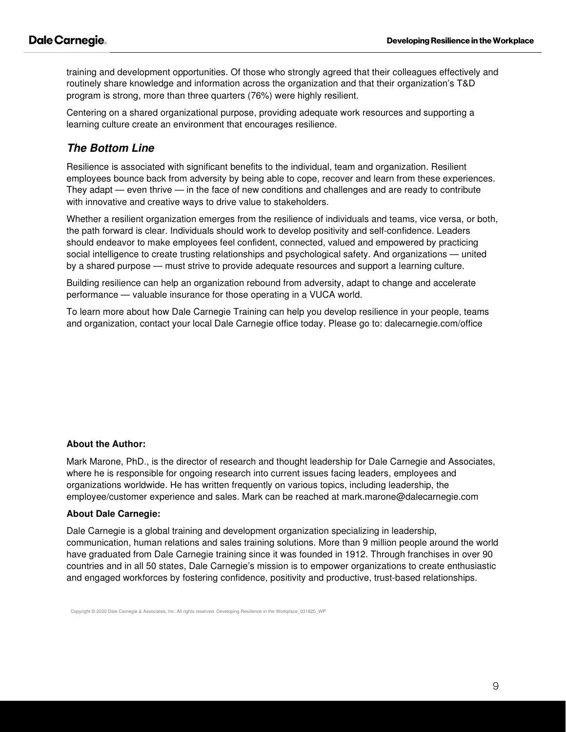training and development opportunities. Of those who strongly agreed that their colleagues effectively and routinely share knowledge and information across the organization and that their organization's T&D program is strong, more than three quarters (76%) were highly resilient.

Centering on a shared organizational purpose, providing adequate work resources and supporting a learning culture create an environment that encourages resilience.

## *The Bottom Line*

Resilience is associated with significant benefits to the individual, team and organization. Resilient employees bounce back from adversity by being able to cope, recover and learn from these experiences. They adapt — even thrive — in the face of new conditions and challenges and are ready to contribute with innovative and creative ways to drive value to stakeholders.

Whether a resilient organization emerges from the resilience of individuals and teams, vice versa, or both, the path forward is clear. Individuals should work to develop positivity and self-confidence. Leaders should endeavor to make employees feel confident, connected, valued and empowered by practicing social intelligence to create trusting relationships and psychological safety. And organizations — united by a shared purpose — must strive to provide adequate resources and support a learning culture.

Building resilience can help an organization rebound from adversity, adapt to change and accelerate performance — valuable insurance for those operating in a VUCA world.

To learn more about how Dale Carnegie Training can help you develop resilience in your people, teams and organization, contact your local Dale Carnegie office today. Please go to: dalecarnegie.com/office

**About the Author:**

Mark Marone, PhD., is the director of research and thought leadership for Dale Carnegie and Associates, where he is responsible for ongoing research into current issues facing leaders, employees and organizations worldwide. He has written frequently on various topics, including leadership, the employee/customer experience and sales. Mark can be reached at mark.marone@dalecarnegie.com

**About Dale Carnegie:**

Dale Carnegie is a global training and development organization specializing in leadership, communication, human relations and sales training solutions. More than 9 million people around the world have graduated from Dale Carnegie training since it was founded in 1912. Through franchises in over 90 countries and in all 50 states, Dale Carnegie's mission is to empower organizations to create enthusiastic and engaged workforces by fostering confidence, positivity and productive, trust-based relationships.

Copyright © 2020 Dale Carnegie & Associates, Inc. All rights reserved. Developing Resilience in the Workplace_031820_WP